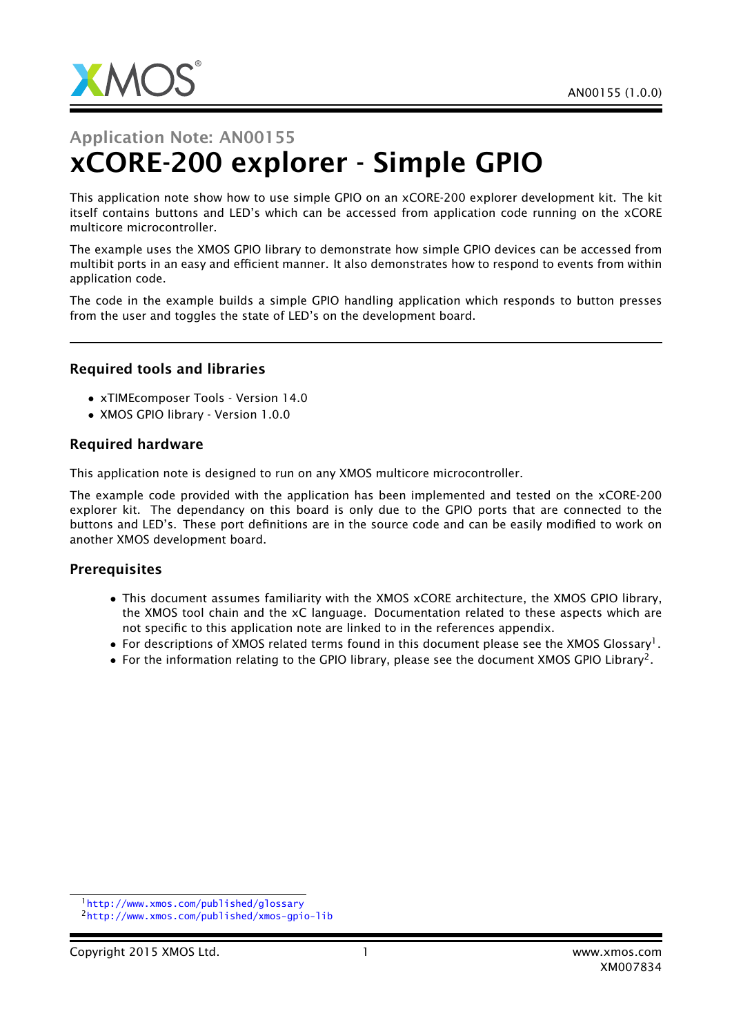# Application Note: AN00155

# xCORE-200 explorer - Simple GPIO

This application note show how to use simple GPIO on an xCORE-200 explorer development kit. The kit itself contains buttons and LED's which can be accessed from application code running on the xCORE multicore microcontroller.

The example uses the XMOS GPIO library to demonstrate how simple GPIO devices can be accessed from multibit ports in an easy and efficient manner. It also demonstrates how to respond to events from within application code.

The code in the example builds a simple GPIO handling application which responds to button presses from the user and toggles the state of LED's on the development board.

### Required tools and libraries

- xTIMEcomposer Tools - Version 14.0
- XMOS GPIO library - Version 1.0.0

### Required hardware

This application note is designed to run on any XMOS multicore microcontroller.

The example code provided with the application has been implemented and tested on the xCORE-200 explorer kit. The dependancy on this board is only due to the GPIO ports that are connected to the buttons and LED's. These port definitions are in the source code and can be easily modified to work on another XMOS development board.

### Prerequisites

- This document assumes familiarity with the XMOS xCORE architecture, the XMOS GPIO library, the XMOS tool chain and the xC language. Documentation related to these aspects which are not specific to this application note are linked to in the references appendix.
- For descriptions of XMOS related terms found in this document please see the XMOS Glossary[1].
- For the information relating to the GPIO library, please see the document XMOS GPIO Library[2].

[1] http://www.xmos.com/published/glossary

[2] http://www.xmos.com/published/xmos-gpio-lib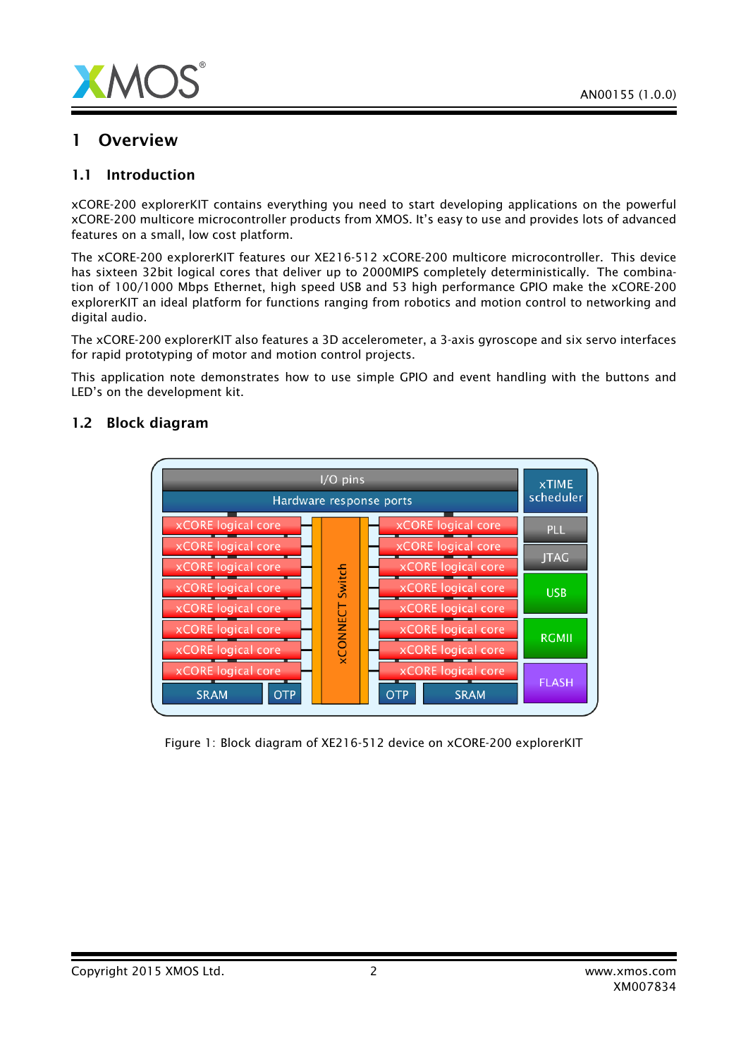# 1 Overview

## 1.1 Introduction

xCORE-200 explorerKIT contains everything you need to start developing applications on the powerful xCORE-200 multicore microcontroller products from XMOS. It's easy to use and provides lots of advanced features on a small, low cost platform.

The xCORE-200 explorerKIT features our XE216-512 xCORE-200 multicore microcontroller. This device has sixteen 32bit logical cores that deliver up to 2000MIPS completely deterministically. The combination of 100/1000 Mbps Ethernet, high speed USB and 53 high performance GPIO make the xCORE-200 explorerKIT an ideal platform for functions ranging from robotics and motion control to networking and digital audio.

The xCORE-200 explorerKIT also features a 3D accelerometer, a 3-axis gyroscope and six servo interfaces for rapid prototyping of motor and motion control projects.

This application note demonstrates how to use simple GPIO and event handling with the buttons and LED's on the development kit.

## 1.2 Block diagram

Figure 1: Block diagram of XE216-512 device on xCORE-200 explorerKIT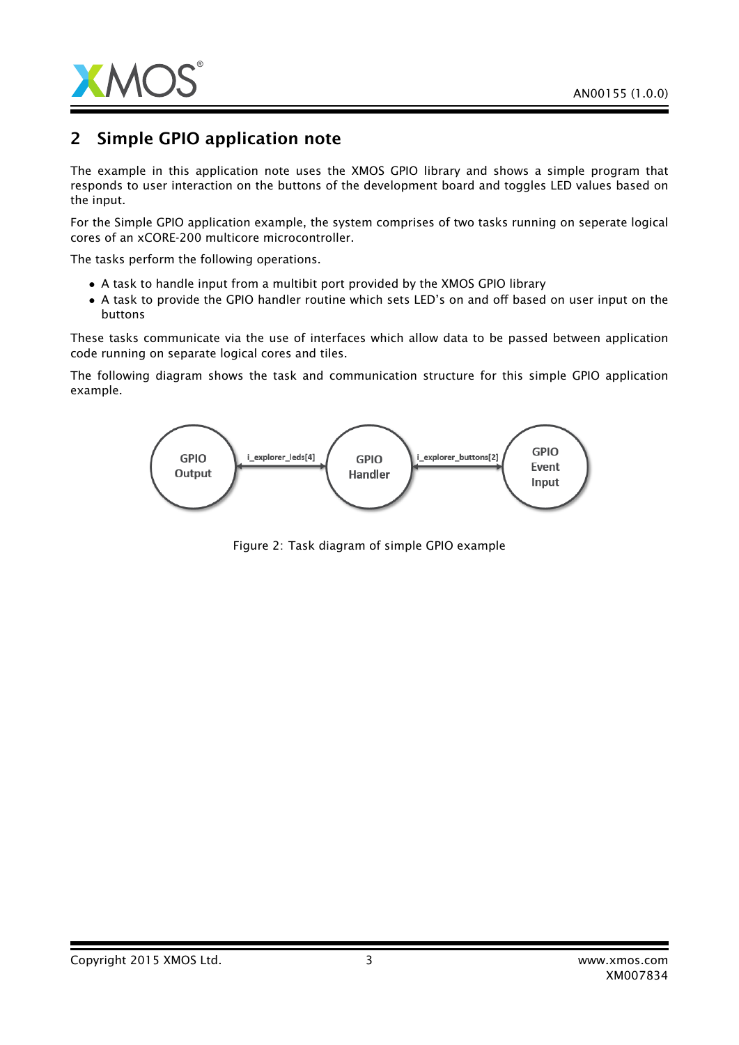## 2 Simple GPIO application note

The example in this application note uses the XMOS GPIO library and shows a simple program that responds to user interaction on the buttons of the development board and toggles LED values based on the input.

For the Simple GPIO application example, the system comprises of two tasks running on seperate logical cores of an xCORE-200 multicore microcontroller.

The tasks perform the following operations.

- A task to handle input from a multibit port provided by the XMOS GPIO library
- A task to provide the GPIO handler routine which sets LED's on and off based on user input on the buttons

These tasks communicate via the use of interfaces which allow data to be passed between application code running on separate logical cores and tiles.

The following diagram shows the task and communication structure for this simple GPIO application example.

Figure 2: Task diagram of simple GPIO example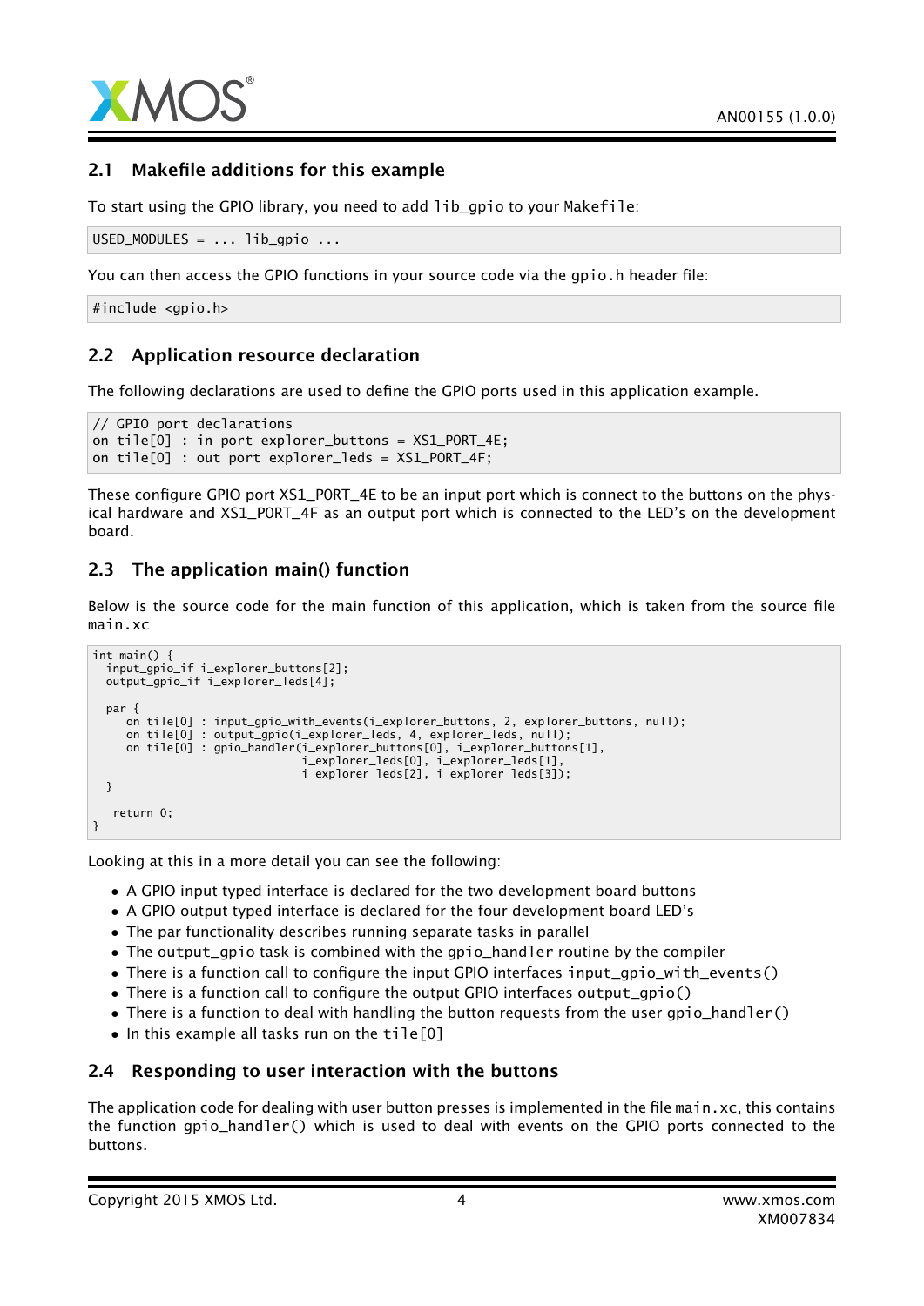## 2.1 Makefile additions for this example

To start using the GPIO library, you need to add `lib_gpio` to your `Makefile`:

```
USED_MODULES = ... lib_gpio ...
```

You can then access the GPIO functions in your source code via the `gpio.h` header file:

```
#include <gpio.h>
```

## 2.2 Application resource declaration

The following declarations are used to define the GPIO ports used in this application example.

```
// GPIO port declarations
on tile[0] : in port explorer_buttons = XS1_PORT_4E;
on tile[0] : out port explorer_leds = XS1_PORT_4F;
```

These configure GPIO port XS1_PORT_4E to be an input port which is connect to the buttons on the physical hardware and XS1_PORT_4F as an output port which is connected to the LED's on the development board.

## 2.3 The application main() function

Below is the source code for the main function of this application, which is taken from the source file `main.xc`

```
int main() {
  input_gpio_if i_explorer_buttons[2];
  output_gpio_if i_explorer_leds[4];

  par {
     on tile[0] : input_gpio_with_events(i_explorer_buttons, 2, explorer_buttons, null);
     on tile[0] : output_gpio(i_explorer_leds, 4, explorer_leds, null);
     on tile[0] : gpio_handler(i_explorer_buttons[0], i_explorer_buttons[1],
                               i_explorer_leds[0], i_explorer_leds[1],
                               i_explorer_leds[2], i_explorer_leds[3]);
  }

   return 0;
}
```

Looking at this in a more detail you can see the following:

- A GPIO input typed interface is declared for the two development board buttons
- A GPIO output typed interface is declared for the four development board LED's
- The par functionality describes running separate tasks in parallel
- The output_gpio task is combined with the `gpio_handler` routine by the compiler
- There is a function call to configure the input GPIO interfaces `input_gpio_with_events()`
- There is a function call to configure the output GPIO interfaces `output_gpio()`
- There is a function to deal with handling the button requests from the user `gpio_handler()`
- In this example all tasks run on the `tile[0]`

## 2.4 Responding to user interaction with the buttons

The application code for dealing with user button presses is implemented in the file `main.xc`, this contains the function `gpio_handler()` which is used to deal with events on the GPIO ports connected to the buttons.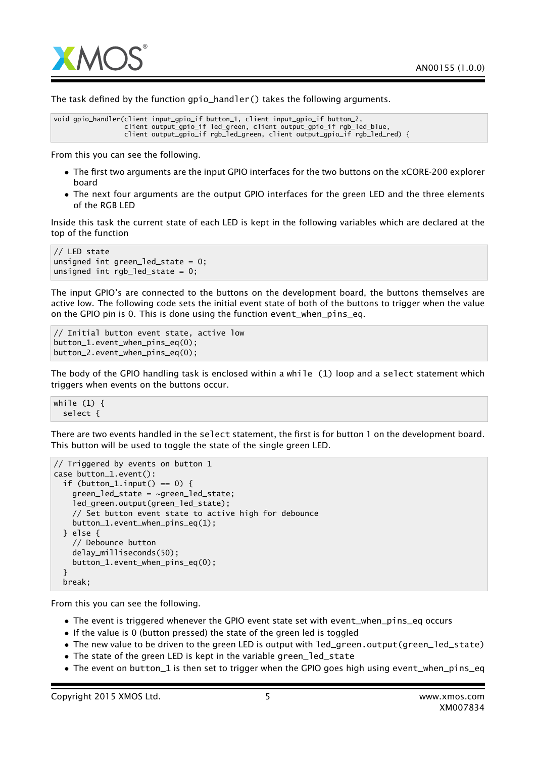The task defined by the function gpio_handler() takes the following arguments.

```
void gpio_handler(client input_gpio_if button_1, client input_gpio_if button_2,
                  client output_gpio_if led_green, client output_gpio_if rgb_led_blue,
                  client output_gpio_if rgb_led_green, client output_gpio_if rgb_led_red) {
```

From this you can see the following.

- The first two arguments are the input GPIO interfaces for the two buttons on the xCORE-200 explorer board
- The next four arguments are the output GPIO interfaces for the green LED and the three elements of the RGB LED

Inside this task the current state of each LED is kept in the following variables which are declared at the top of the function

```
// LED state
unsigned int green_led_state = 0;
unsigned int rgb_led_state = 0;
```

The input GPIO's are connected to the buttons on the development board, the buttons themselves are active low. The following code sets the initial event state of both of the buttons to trigger when the value on the GPIO pin is 0. This is done using the function event_when_pins_eq.

```
// Initial button event state, active low
button_1.event_when_pins_eq(0);
button_2.event_when_pins_eq(0);
```

The body of the GPIO handling task is enclosed within a while (1) loop and a select statement which triggers when events on the buttons occur.

```
while (1) {
  select {
```

There are two events handled in the select statement, the first is for button 1 on the development board. This button will be used to toggle the state of the single green LED.

```
// Triggered by events on button 1
case button_1.event():
  if (button_1.input() == 0) {
    green_led_state = ~green_led_state;
    led_green.output(green_led_state);
    // Set button event state to active high for debounce
    button_1.event_when_pins_eq(1);
  } else {
    // Debounce button
    delay_milliseconds(50);
    button_1.event_when_pins_eq(0);
  }
  break;
```

From this you can see the following.

- The event is triggered whenever the GPIO event state set with event_when_pins_eq occurs
- If the value is 0 (button pressed) the state of the green led is toggled
- The new value to be driven to the green LED is output with led_green.output(green_led_state)
- The state of the green LED is kept in the variable green_led_state
- The event on button_1 is then set to trigger when the GPIO goes high using event_when_pins_eq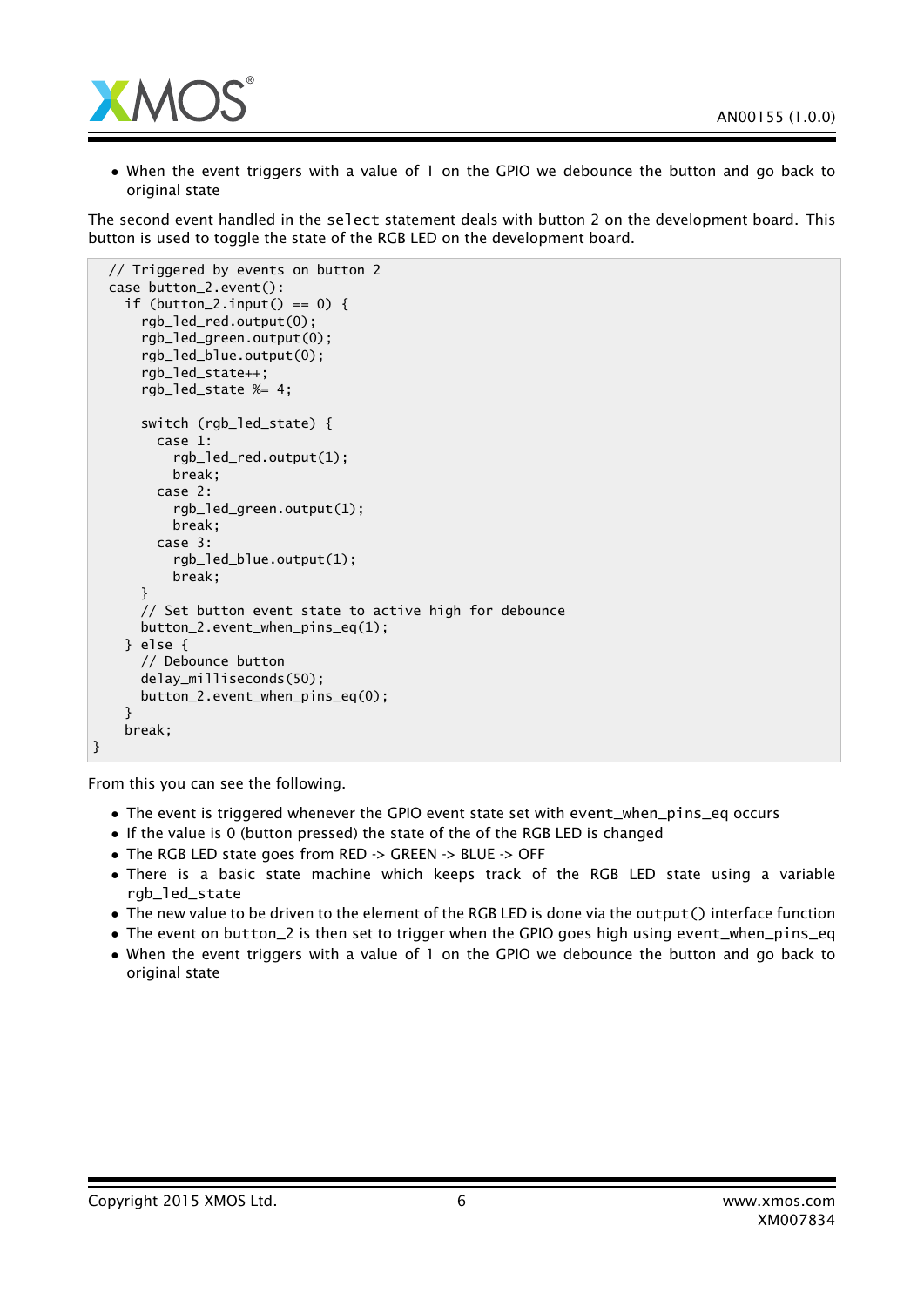- When the event triggers with a value of 1 on the GPIO we debounce the button and go back to original state

The second event handled in the `select` statement deals with button 2 on the development board. This button is used to toggle the state of the RGB LED on the development board.

```
  // Triggered by events on button 2
  case button_2.event():
    if (button_2.input() == 0) {
      rgb_led_red.output(0);
      rgb_led_green.output(0);
      rgb_led_blue.output(0);
      rgb_led_state++;
      rgb_led_state %= 4;

      switch (rgb_led_state) {
        case 1:
          rgb_led_red.output(1);
          break;
        case 2:
          rgb_led_green.output(1);
          break;
        case 3:
          rgb_led_blue.output(1);
          break;
      }
      // Set button event state to active high for debounce
      button_2.event_when_pins_eq(1);
    } else {
      // Debounce button
      delay_milliseconds(50);
      button_2.event_when_pins_eq(0);
    }
    break;
}
```

From this you can see the following.

- The event is triggered whenever the GPIO event state set with event_when_pins_eq occurs
- If the value is 0 (button pressed) the state of the of the RGB LED is changed
- The RGB LED state goes from RED -> GREEN -> BLUE -> OFF
- There is a basic state machine which keeps track of the RGB LED state using a variable rgb_led_state
- The new value to be driven to the element of the RGB LED is done via the `output()` interface function
- The event on button_2 is then set to trigger when the GPIO goes high using event_when_pins_eq
- When the event triggers with a value of 1 on the GPIO we debounce the button and go back to original state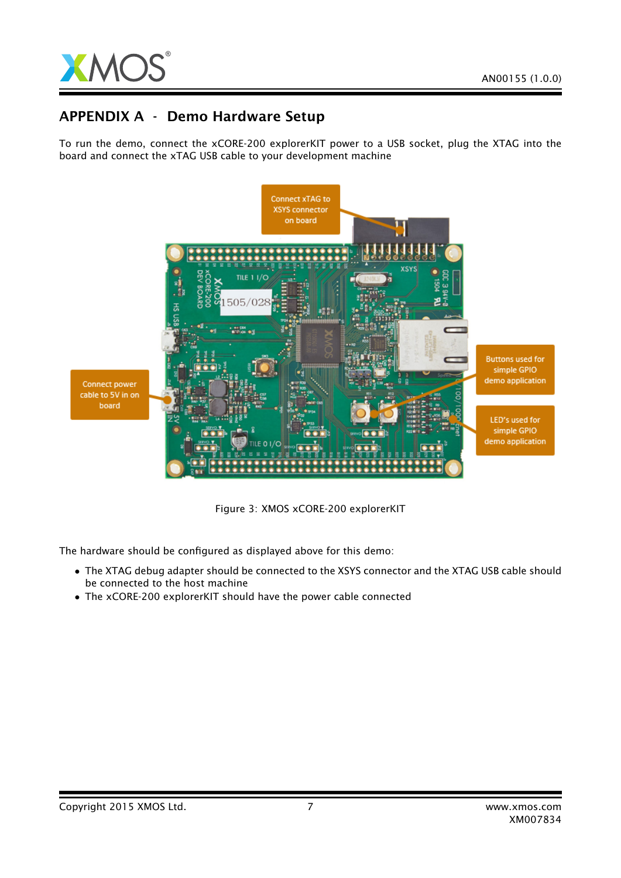# APPENDIX A - Demo Hardware Setup

To run the demo, connect the xCORE-200 explorerKIT power to a USB socket, plug the XTAG into the board and connect the xTAG USB cable to your development machine

Figure 3: XMOS xCORE-200 explorerKIT

The hardware should be configured as displayed above for this demo:

- The XTAG debug adapter should be connected to the XSYS connector and the XTAG USB cable should be connected to the host machine
- The xCORE-200 explorerKIT should have the power cable connected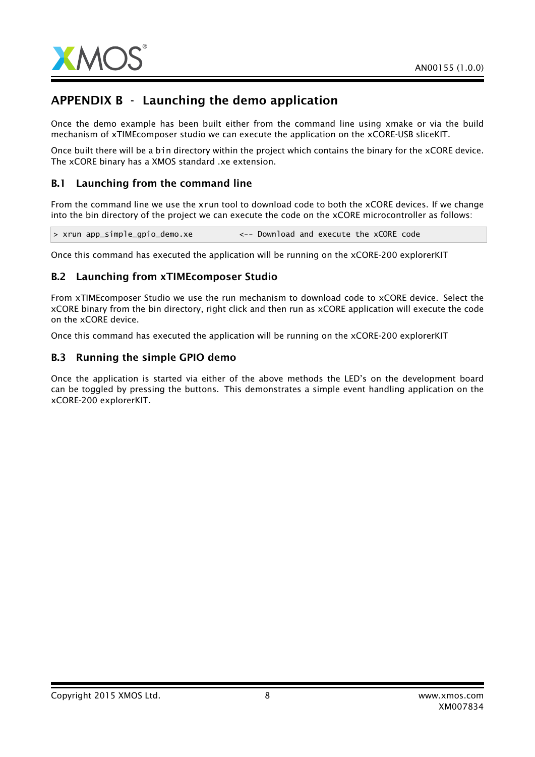## APPENDIX B - Launching the demo application

Once the demo example has been built either from the command line using xmake or via the build mechanism of xTIMEcomposer studio we can execute the application on the xCORE-USB sliceKIT.

Once built there will be a bin directory within the project which contains the binary for the xCORE device. The xCORE binary has a XMOS standard .xe extension.

### B.1 Launching from the command line

From the command line we use the xrun tool to download code to both the xCORE devices. If we change into the bin directory of the project we can execute the code on the xCORE microcontroller as follows:

```
> xrun app_simple_gpio_demo.xe          <-- Download and execute the xCORE code
```

Once this command has executed the application will be running on the xCORE-200 explorerKIT

### B.2 Launching from xTIMEcomposer Studio

From xTIMEcomposer Studio we use the run mechanism to download code to xCORE device. Select the xCORE binary from the bin directory, right click and then run as xCORE application will execute the code on the xCORE device.

Once this command has executed the application will be running on the xCORE-200 explorerKIT

### B.3 Running the simple GPIO demo

Once the application is started via either of the above methods the LED's on the development board can be toggled by pressing the buttons. This demonstrates a simple event handling application on the xCORE-200 explorerKIT.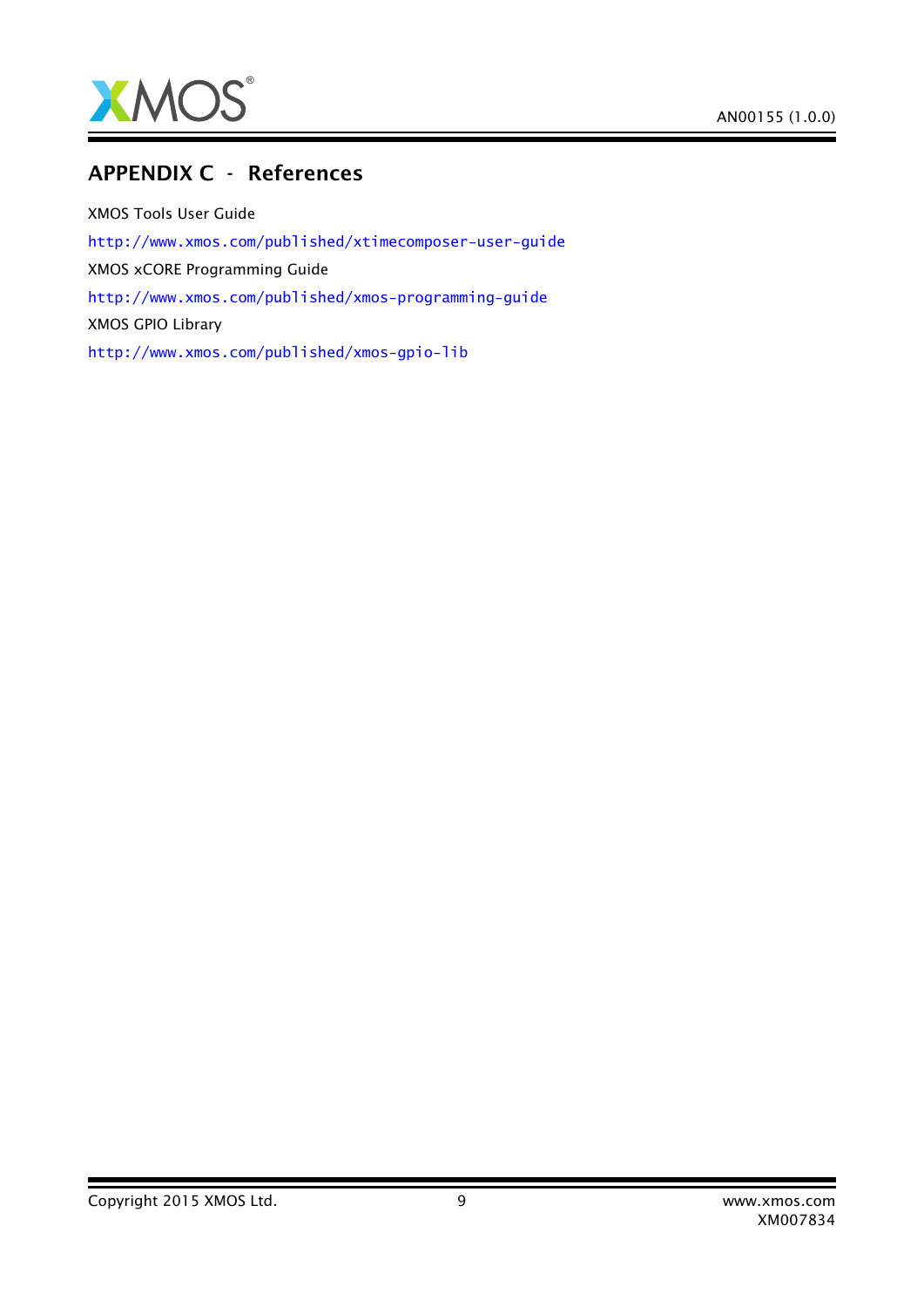# APPENDIX C - References

XMOS Tools User Guide

http://www.xmos.com/published/xtimecomposer-user-guide

XMOS xCORE Programming Guide

http://www.xmos.com/published/xmos-programming-guide

XMOS GPIO Library

http://www.xmos.com/published/xmos-gpio-lib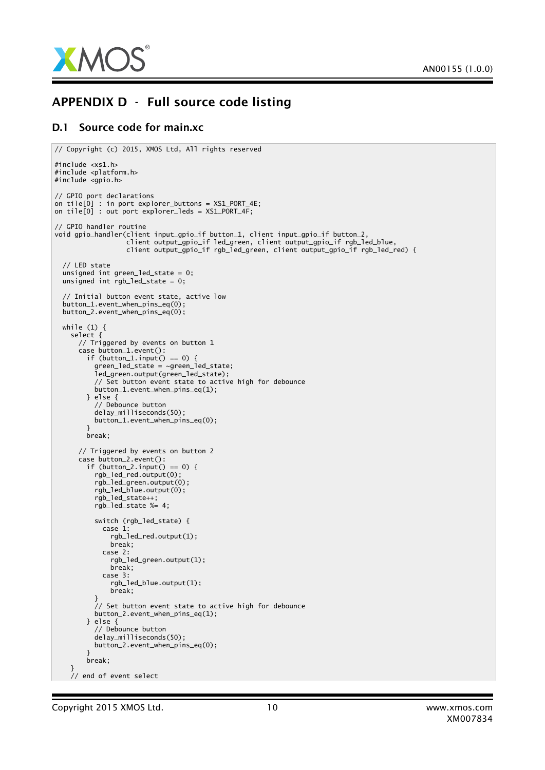# APPENDIX D - Full source code listing

## D.1 Source code for main.xc

```
// Copyright (c) 2015, XMOS Ltd, All rights reserved

#include <xs1.h>
#include <platform.h>
#include <gpio.h>

// GPIO port declarations
on tile[0] : in port explorer_buttons = XS1_PORT_4E;
on tile[0] : out port explorer_leds = XS1_PORT_4F;

// GPIO handler routine
void gpio_handler(client input_gpio_if button_1, client input_gpio_if button_2,
                  client output_gpio_if led_green, client output_gpio_if rgb_led_blue,
                  client output_gpio_if rgb_led_green, client output_gpio_if rgb_led_red) {

  // LED state
  unsigned int green_led_state = 0;
  unsigned int rgb_led_state = 0;

  // Initial button event state, active low
  button_1.event_when_pins_eq(0);
  button_2.event_when_pins_eq(0);

  while (1) {
    select {
      // Triggered by events on button 1
      case button_1.event():
        if (button_1.input() == 0) {
          green_led_state = ~green_led_state;
          led_green.output(green_led_state);
          // Set button event state to active high for debounce
          button_1.event_when_pins_eq(1);
        } else {
          // Debounce button
          delay_milliseconds(50);
          button_1.event_when_pins_eq(0);
        }
        break;

      // Triggered by events on button 2
      case button_2.event():
        if (button_2.input() == 0) {
          rgb_led_red.output(0);
          rgb_led_green.output(0);
          rgb_led_blue.output(0);
          rgb_led_state++;
          rgb_led_state %= 4;

          switch (rgb_led_state) {
            case 1:
              rgb_led_red.output(1);
              break;
            case 2:
              rgb_led_green.output(1);
              break;
            case 3:
              rgb_led_blue.output(1);
              break;
          }
          // Set button event state to active high for debounce
          button_2.event_when_pins_eq(1);
        } else {
          // Debounce button
          delay_milliseconds(50);
          button_2.event_when_pins_eq(0);
        }
        break;
    }
    // end of event select
```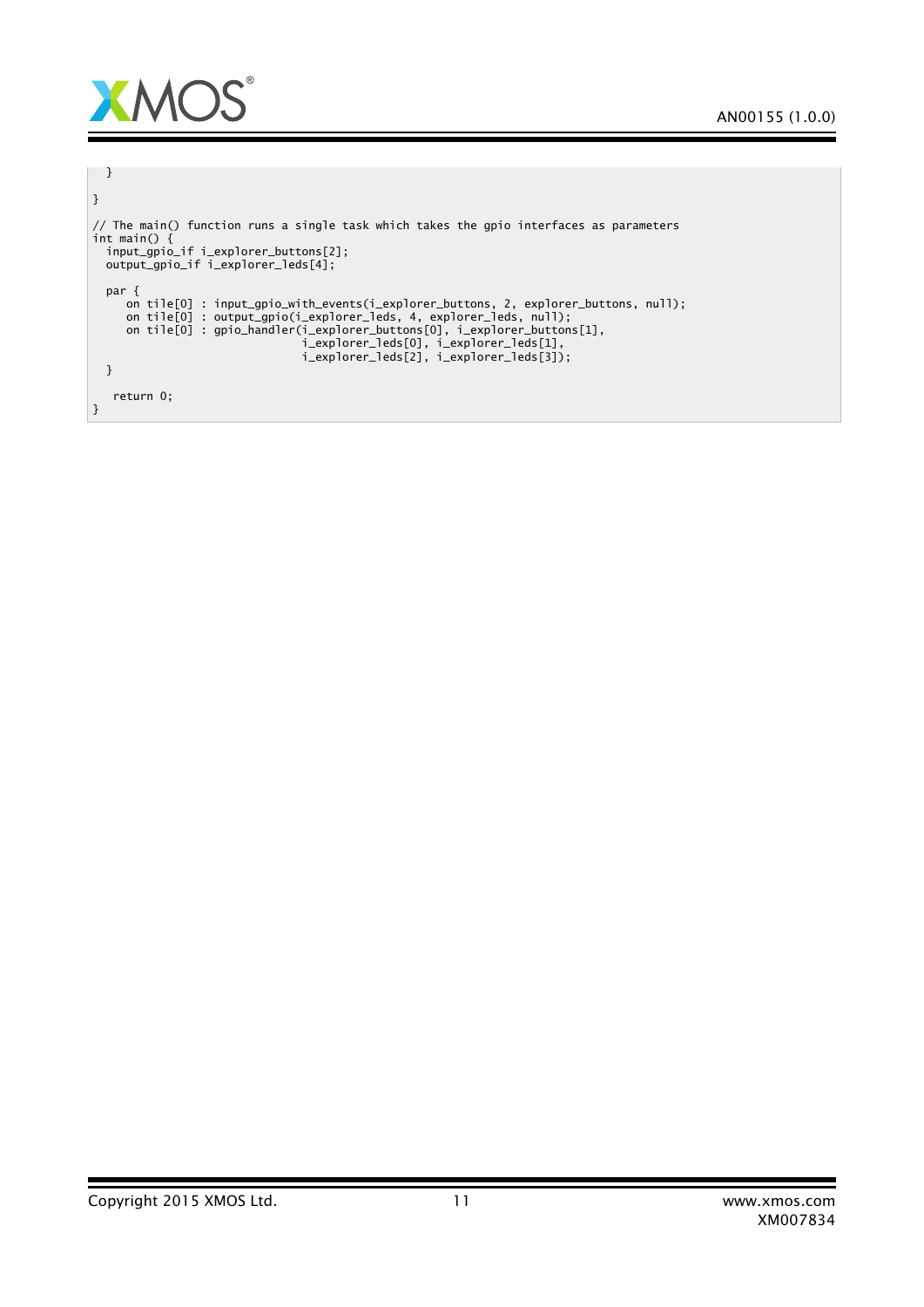```
  }
}

// The main() function runs a single task which takes the gpio interfaces as parameters
int main() {
  input_gpio_if i_explorer_buttons[2];
  output_gpio_if i_explorer_leds[4];

  par {
     on tile[0] : input_gpio_with_events(i_explorer_buttons, 2, explorer_buttons, null);
     on tile[0] : output_gpio(i_explorer_leds, 4, explorer_leds, null);
     on tile[0] : gpio_handler(i_explorer_buttons[0], i_explorer_buttons[1],
                               i_explorer_leds[0], i_explorer_leds[1],
                               i_explorer_leds[2], i_explorer_leds[3]);
  }

   return 0;
}
```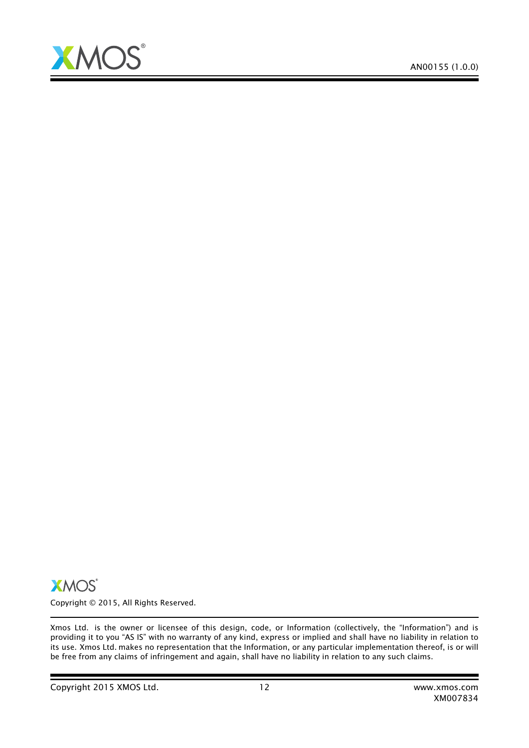Copyright © 2015, All Rights Reserved.

Xmos Ltd. is the owner or licensee of this design, code, or Information (collectively, the "Information") and is providing it to you "AS IS" with no warranty of any kind, express or implied and shall have no liability in relation to its use. Xmos Ltd. makes no representation that the Information, or any particular implementation thereof, is or will be free from any claims of infringement and again, shall have no liability in relation to any such claims.